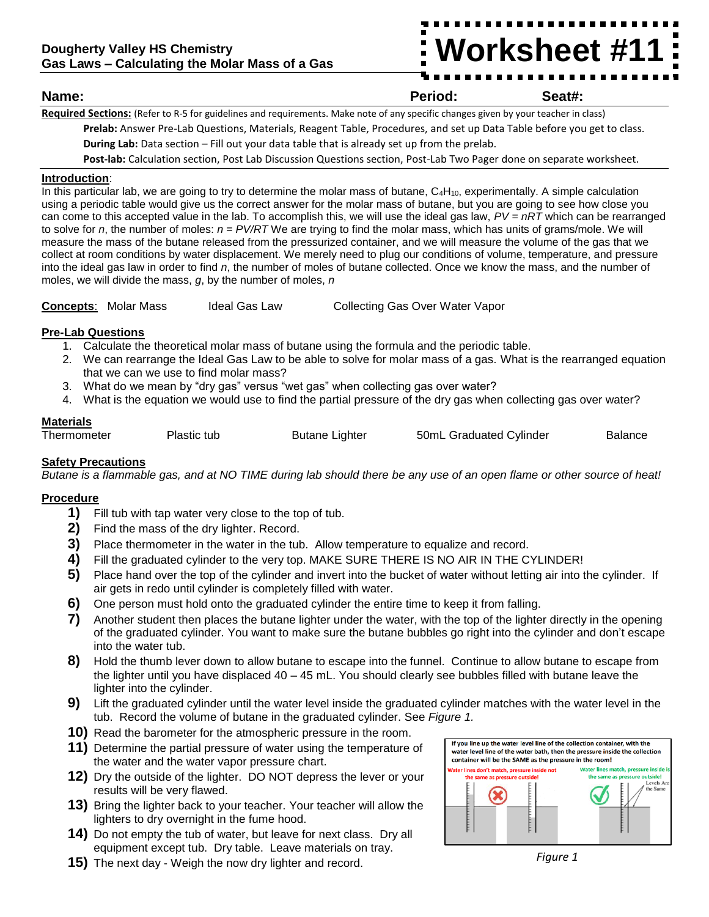**Dougherty Valley HS Chemistry**
**Gas Laws – Calculating the Molar Mass of a Gas**

# Worksheet #11

**Name:** **Period:** **Seat#:**

**Required Sections:** (Refer to R-5 for guidelines and requirements. Make note of any specific changes given by your teacher in class)

**Prelab:** Answer Pre-Lab Questions, Materials, Reagent Table, Procedures, and set up Data Table before you get to class.
**During Lab:** Data section – Fill out your data table that is already set up from the prelab.
**Post-lab:** Calculation section, Post Lab Discussion Questions section, Post-Lab Two Pager done on separate worksheet.

**Introduction**:
In this particular lab, we are going to try to determine the molar mass of butane, $C_4H_{10}$, experimentally. A simple calculation using a periodic table would give us the correct answer for the molar mass of butane, but you are going to see how close you can come to this accepted value in the lab. To accomplish this, we will use the ideal gas law, $PV = nRT$ which can be rearranged to solve for *n*, the number of moles: $n = PV/RT$ We are trying to find the molar mass, which has units of grams/mole. We will measure the mass of the butane released from the pressurized container, and we will measure the volume of the gas that we collect at room conditions by water displacement. We merely need to plug our conditions of volume, temperature, and pressure into the ideal gas law in order to find *n*, the number of moles of butane collected. Once we know the mass, and the number of moles, we will divide the mass, *g*, by the number of moles, *n*

**Concepts**: Molar Mass Ideal Gas Law Collecting Gas Over Water Vapor

**Pre-Lab Questions**
1. Calculate the theoretical molar mass of butane using the formula and the periodic table.
2. We can rearrange the Ideal Gas Law to be able to solve for molar mass of a gas. What is the rearranged equation that we can we use to find molar mass?
3. What do we mean by "dry gas" versus "wet gas" when collecting gas over water?
4. What is the equation we would use to find the partial pressure of the dry gas when collecting gas over water?

**Materials**
Thermometer Plastic tub Butane Lighter 50mL Graduated Cylinder Balance

**Safety Precautions**
*Butane is a flammable gas, and at NO TIME during lab should there be any use of an open flame or other source of heat!*

**Procedure**
1) Fill tub with tap water very close to the top of tub.
2) Find the mass of the dry lighter. Record.
3) Place thermometer in the water in the tub. Allow temperature to equalize and record.
4) Fill the graduated cylinder to the very top. MAKE SURE THERE IS NO AIR IN THE CYLINDER!
5) Place hand over the top of the cylinder and invert into the bucket of water without letting air into the cylinder. If air gets in redo until cylinder is completely filled with water.
6) One person must hold onto the graduated cylinder the entire time to keep it from falling.
7) Another student then places the butane lighter under the water, with the top of the lighter directly in the opening of the graduated cylinder. You want to make sure the butane bubbles go right into the cylinder and don't escape into the water tub.
8) Hold the thumb lever down to allow butane to escape into the funnel. Continue to allow butane to escape from the lighter until you have displaced 40 – 45 mL. You should clearly see bubbles filled with butane leave the lighter into the cylinder.
9) Lift the graduated cylinder until the water level inside the graduated cylinder matches with the water level in the tub. Record the volume of butane in the graduated cylinder. See *Figure 1.*
10) Read the barometer for the atmospheric pressure in the room.
11) Determine the partial pressure of water using the temperature of the water and the water vapor pressure chart.
12) Dry the outside of the lighter. DO NOT depress the lever or your results will be very flawed.
13) Bring the lighter back to your teacher. Your teacher will allow the lighters to dry overnight in the fume hood.
14) Do not empty the tub of water, but leave for next class. Dry all equipment except tub. Dry table. Leave materials on tray.
15) The next day - Weigh the now dry lighter and record.

If you line up the water level line of the collection container, with the water level line of the water bath, then the pressure inside the collection container will be the SAME as the pressure in the room!

Water lines don't match, pressure inside not the same as pressure outside!

Water lines match, pressure inside is the same as pressure outside!

Levels Are the Same

*Figure 1*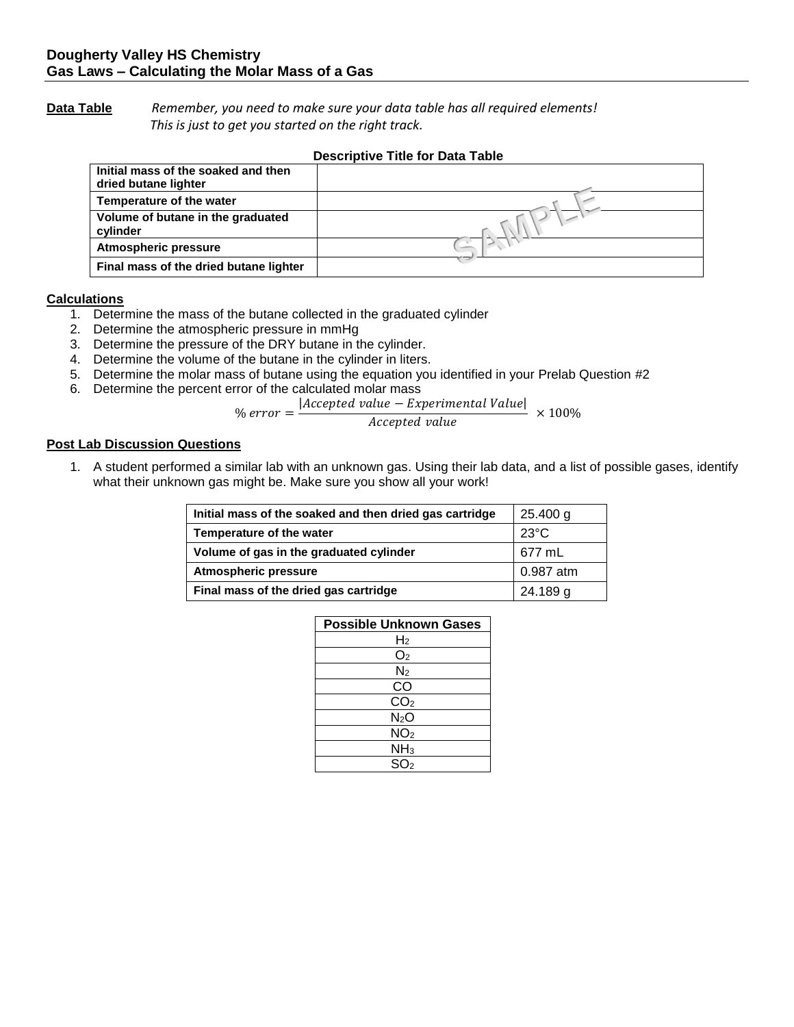**Dougherty Valley HS Chemistry**
**Gas Laws – Calculating the Molar Mass of a Gas**

**Data Table** *Remember, you need to make sure your data table has all required elements! This is just to get you started on the right track.*

**Descriptive Title for Data Table**

| | |
|---|---|
| **Initial mass of the soaked and then dried butane lighter** | |
| **Temperature of the water** | |
| **Volume of butane in the graduated cylinder** | |
| **Atmospheric pressure** | |
| **Final mass of the dried butane lighter** | |

SAMPLE

## Calculations

1. Determine the mass of the butane collected in the graduated cylinder
2. Determine the atmospheric pressure in mmHg
3. Determine the pressure of the DRY butane in the cylinder.
4. Determine the volume of the butane in the cylinder in liters.
5. Determine the molar mass of butane using the equation you identified in your Prelab Question #2
6. Determine the percent error of the calculated molar mass

$$\%\ error = \frac{|Accepted\ value - Experimental\ Value|}{Accepted\ value} \times 100\%$$

## Post Lab Discussion Questions

1. A student performed a similar lab with an unknown gas. Using their lab data, and a list of possible gases, identify what their unknown gas might be. Make sure you show all your work!

| | |
|---|---|
| **Initial mass of the soaked and then dried gas cartridge** | 25.400 g |
| **Temperature of the water** | 23°C |
| **Volume of gas in the graduated cylinder** | 677 mL |
| **Atmospheric pressure** | 0.987 atm |
| **Final mass of the dried gas cartridge** | 24.189 g |

| **Possible Unknown Gases** |
|---|
| $H_2$ |
| $O_2$ |
| $N_2$ |
| CO |
| $CO_2$ |
| $N_2O$ |
| $NO_2$ |
| $NH_3$ |
| $SO_2$ |